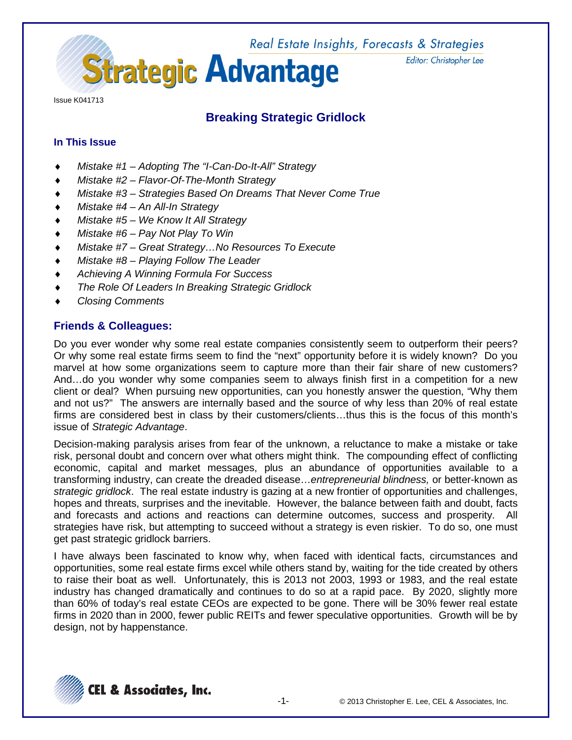Real Estate Insights, Forecasts & Strategies

# Strategic Advantage

Editor: Christopher Lee

Issue K041713

## Breaking Strategic Gridlock

### In This Issue

- *Mistake #1 – Adopting The "I-Can-Do-It-All" Strategy*
- *Mistake #2 – Flavor-Of-The-Month Strategy*
- *Mistake #3 – Strategies Based On Dreams That Never Come True*
- *Mistake #4 – An All-In Strategy*
- *Mistake #5 – We Know It All Strategy*
- *Mistake #6 – Pay Not Play To Win*
- *Mistake #7 – Great Strategy…No Resources To Execute*
- *Mistake #8 – Playing Follow The Leader*
- *Achieving A Winning Formula For Success*
- *The Role Of Leaders In Breaking Strategic Gridlock*
- *Closing Comments*

### Friends & Colleagues:

Do you ever wonder why some real estate companies consistently seem to outperform their peers? Or why some real estate firms seem to find the "next" opportunity before it is widely known? Do you marvel at how some organizations seem to capture more than their fair share of new customers? And…do you wonder why some companies seem to always finish first in a competition for a new client or deal? When pursuing new opportunities, can you honestly answer the question, "Why them and not us?" The answers are internally based and the source of why less than 20% of real estate firms are considered best in class by their customers/clients…thus this is the focus of this month's issue of *Strategic Advantage*.

Decision-making paralysis arises from fear of the unknown, a reluctance to make a mistake or take risk, personal doubt and concern over what others might think. The compounding effect of conflicting economic, capital and market messages, plus an abundance of opportunities available to a transforming industry, can create the dreaded disease…*entrepreneurial blindness,* or better-known as *strategic gridlock*. The real estate industry is gazing at a new frontier of opportunities and challenges, hopes and threats, surprises and the inevitable. However, the balance between faith and doubt, facts and forecasts and actions and reactions can determine outcomes, success and prosperity. All strategies have risk, but attempting to succeed without a strategy is even riskier. To do so, one must get past strategic gridlock barriers.

I have always been fascinated to know why, when faced with identical facts, circumstances and opportunities, some real estate firms excel while others stand by, waiting for the tide created by others to raise their boat as well. Unfortunately, this is 2013 not 2003, 1993 or 1983, and the real estate industry has changed dramatically and continues to do so at a rapid pace. By 2020, slightly more than 60% of today's real estate CEOs are expected to be gone. There will be 30% fewer real estate firms in 2020 than in 2000, fewer public REITs and fewer speculative opportunities. Growth will be by design, not by happenstance.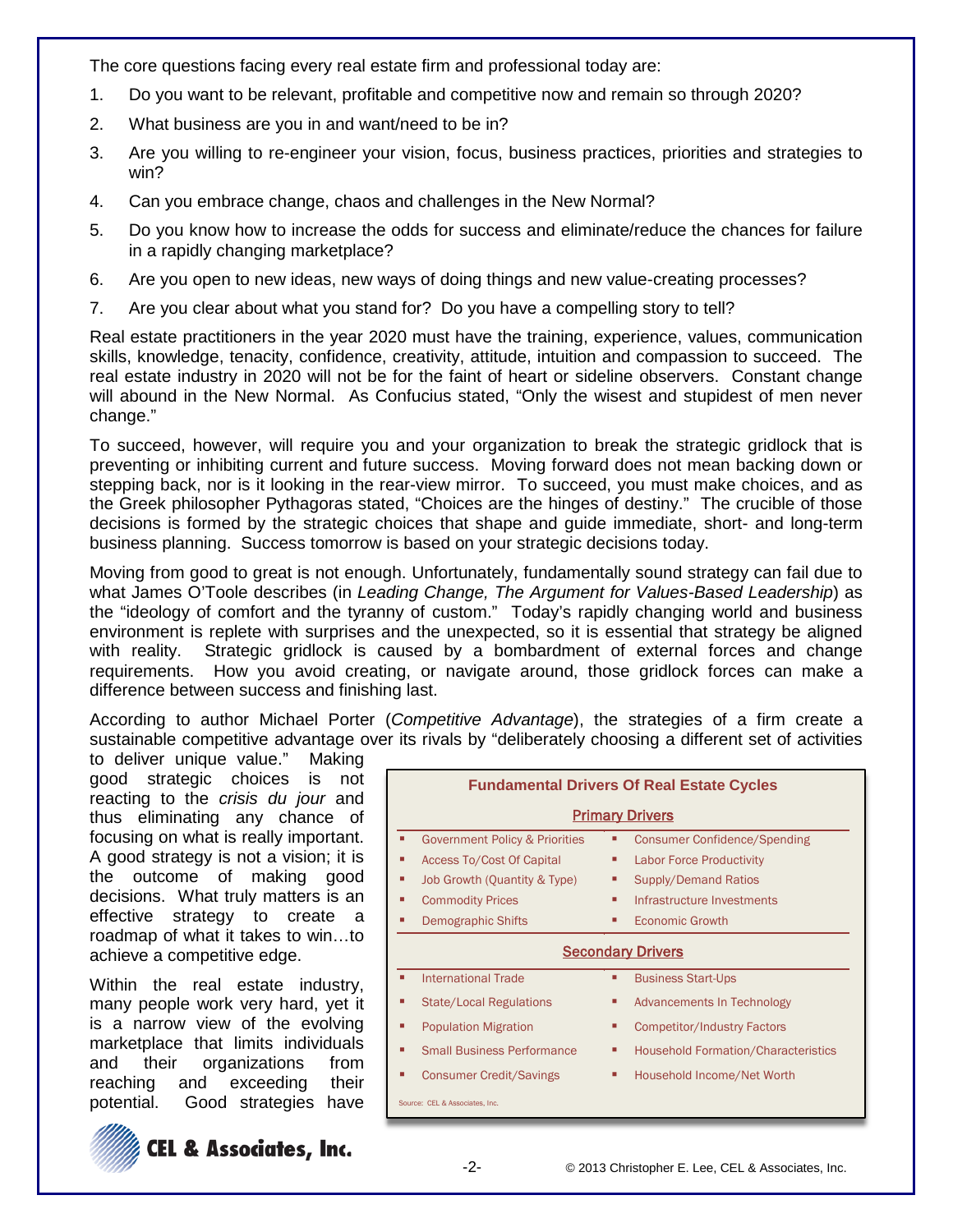The core questions facing every real estate firm and professional today are:

1. Do you want to be relevant, profitable and competitive now and remain so through 2020?
2. What business are you in and want/need to be in?
3. Are you willing to re-engineer your vision, focus, business practices, priorities and strategies to win?
4. Can you embrace change, chaos and challenges in the New Normal?
5. Do you know how to increase the odds for success and eliminate/reduce the chances for failure in a rapidly changing marketplace?
6. Are you open to new ideas, new ways of doing things and new value-creating processes?
7. Are you clear about what you stand for? Do you have a compelling story to tell?

Real estate practitioners in the year 2020 must have the training, experience, values, communication skills, knowledge, tenacity, confidence, creativity, attitude, intuition and compassion to succeed. The real estate industry in 2020 will not be for the faint of heart or sideline observers. Constant change will abound in the New Normal. As Confucius stated, "Only the wisest and stupidest of men never change."

To succeed, however, will require you and your organization to break the strategic gridlock that is preventing or inhibiting current and future success. Moving forward does not mean backing down or stepping back, nor is it looking in the rear-view mirror. To succeed, you must make choices, and as the Greek philosopher Pythagoras stated, "Choices are the hinges of destiny." The crucible of those decisions is formed by the strategic choices that shape and guide immediate, short- and long-term business planning. Success tomorrow is based on your strategic decisions today.

Moving from good to great is not enough. Unfortunately, fundamentally sound strategy can fail due to what James O'Toole describes (in *Leading Change, The Argument for Values-Based Leadership*) as the "ideology of comfort and the tyranny of custom." Today's rapidly changing world and business environment is replete with surprises and the unexpected, so it is essential that strategy be aligned with reality. Strategic gridlock is caused by a bombardment of external forces and change requirements. How you avoid creating, or navigate around, those gridlock forces can make a difference between success and finishing last.

According to author Michael Porter (*Competitive Advantage*), the strategies of a firm create a sustainable competitive advantage over its rivals by "deliberately choosing a different set of activities to deliver unique value." Making good strategic choices is not reacting to the *crisis du jour* and thus eliminating any chance of focusing on what is really important. A good strategy is not a vision; it is the outcome of making good decisions. What truly matters is an effective strategy to create a roadmap of what it takes to win…to achieve a competitive edge.

Within the real estate industry, many people work very hard, yet it is a narrow view of the evolving marketplace that limits individuals and their organizations from reaching and exceeding their potential. Good strategies have

**Fundamental Drivers Of Real Estate Cycles**

**Primary Drivers**

| | |
|---|---|
| Government Policy & Priorities | Consumer Confidence/Spending |
| Access To/Cost Of Capital | Labor Force Productivity |
| Job Growth (Quantity & Type) | Supply/Demand Ratios |
| Commodity Prices | Infrastructure Investments |
| Demographic Shifts | Economic Growth |

**Secondary Drivers**

| | |
|---|---|
| International Trade | Business Start-Ups |
| State/Local Regulations | Advancements In Technology |
| Population Migration | Competitor/Industry Factors |
| Small Business Performance | Household Formation/Characteristics |
| Consumer Credit/Savings | Household Income/Net Worth |

Source: CEL & Associates, Inc.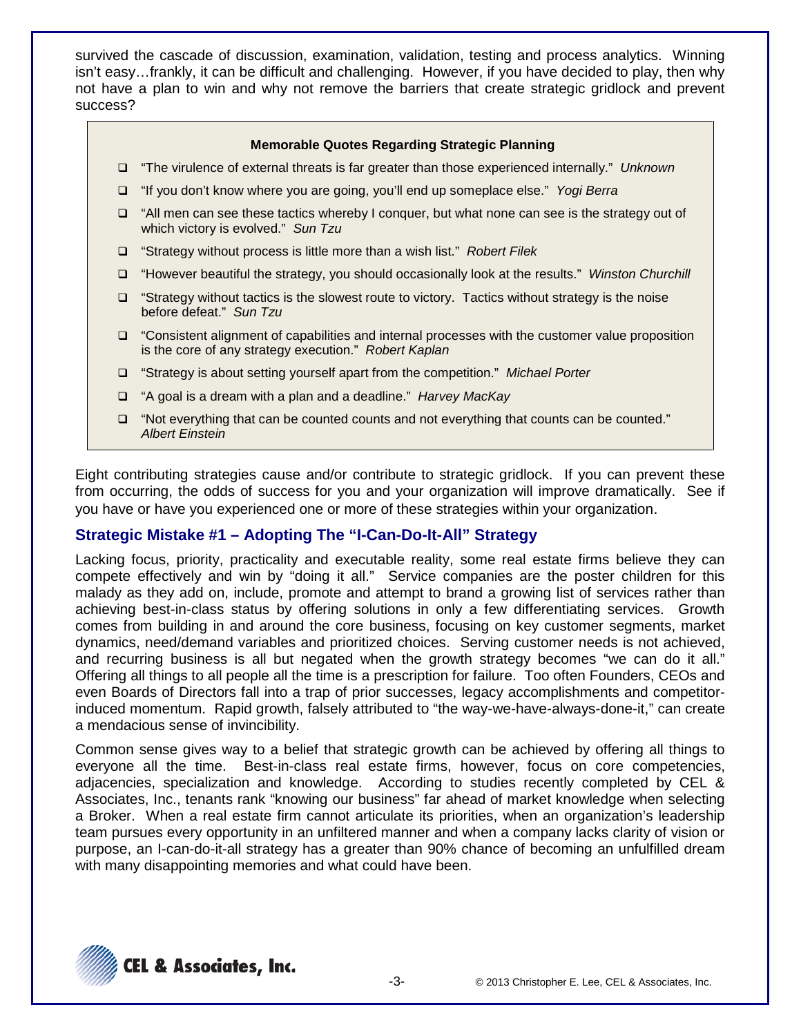survived the cascade of discussion, examination, validation, testing and process analytics. Winning isn't easy…frankly, it can be difficult and challenging. However, if you have decided to play, then why not have a plan to win and why not remove the barriers that create strategic gridlock and prevent success?

> **Memorable Quotes Regarding Strategic Planning**
>
> - "The virulence of external threats is far greater than those experienced internally." *Unknown*
> - "If you don't know where you are going, you'll end up someplace else." *Yogi Berra*
> - "All men can see these tactics whereby I conquer, but what none can see is the strategy out of which victory is evolved." *Sun Tzu*
> - "Strategy without process is little more than a wish list." *Robert Filek*
> - "However beautiful the strategy, you should occasionally look at the results." *Winston Churchill*
> - "Strategy without tactics is the slowest route to victory. Tactics without strategy is the noise before defeat." *Sun Tzu*
> - "Consistent alignment of capabilities and internal processes with the customer value proposition is the core of any strategy execution." *Robert Kaplan*
> - "Strategy is about setting yourself apart from the competition." *Michael Porter*
> - "A goal is a dream with a plan and a deadline." *Harvey MacKay*
> - "Not everything that can be counted counts and not everything that counts can be counted." *Albert Einstein*

Eight contributing strategies cause and/or contribute to strategic gridlock. If you can prevent these from occurring, the odds of success for you and your organization will improve dramatically. See if you have or have you experienced one or more of these strategies within your organization.

## Strategic Mistake #1 – Adopting The "I-Can-Do-It-All" Strategy

Lacking focus, priority, practicality and executable reality, some real estate firms believe they can compete effectively and win by "doing it all." Service companies are the poster children for this malady as they add on, include, promote and attempt to brand a growing list of services rather than achieving best-in-class status by offering solutions in only a few differentiating services. Growth comes from building in and around the core business, focusing on key customer segments, market dynamics, need/demand variables and prioritized choices. Serving customer needs is not achieved, and recurring business is all but negated when the growth strategy becomes "we can do it all." Offering all things to all people all the time is a prescription for failure. Too often Founders, CEOs and even Boards of Directors fall into a trap of prior successes, legacy accomplishments and competitor-induced momentum. Rapid growth, falsely attributed to "the way-we-have-always-done-it," can create a mendacious sense of invincibility.

Common sense gives way to a belief that strategic growth can be achieved by offering all things to everyone all the time. Best-in-class real estate firms, however, focus on core competencies, adjacencies, specialization and knowledge. According to studies recently completed by CEL & Associates, Inc., tenants rank "knowing our business" far ahead of market knowledge when selecting a Broker. When a real estate firm cannot articulate its priorities, when an organization's leadership team pursues every opportunity in an unfiltered manner and when a company lacks clarity of vision or purpose, an I-can-do-it-all strategy has a greater than 90% chance of becoming an unfulfilled dream with many disappointing memories and what could have been.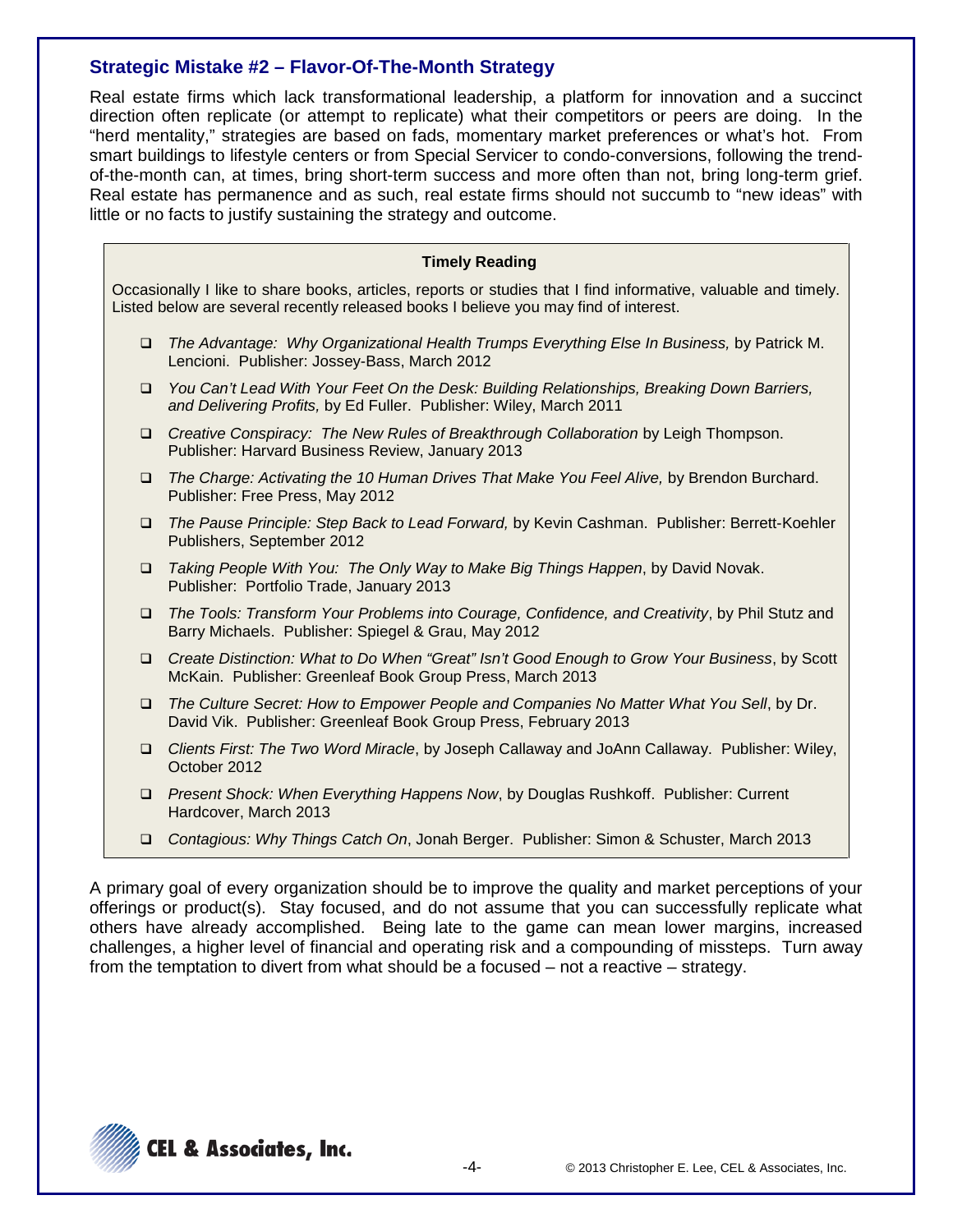### Strategic Mistake #2 – Flavor-Of-The-Month Strategy

Real estate firms which lack transformational leadership, a platform for innovation and a succinct direction often replicate (or attempt to replicate) what their competitors or peers are doing. In the "herd mentality," strategies are based on fads, momentary market preferences or what's hot. From smart buildings to lifestyle centers or from Special Servicer to condo-conversions, following the trend-of-the-month can, at times, bring short-term success and more often than not, bring long-term grief. Real estate has permanence and as such, real estate firms should not succumb to "new ideas" with little or no facts to justify sustaining the strategy and outcome.

**Timely Reading**

Occasionally I like to share books, articles, reports or studies that I find informative, valuable and timely. Listed below are several recently released books I believe you may find of interest.

- *The Advantage: Why Organizational Health Trumps Everything Else In Business,* by Patrick M. Lencioni. Publisher: Jossey-Bass, March 2012
- *You Can't Lead With Your Feet On the Desk: Building Relationships, Breaking Down Barriers, and Delivering Profits,* by Ed Fuller. Publisher: Wiley, March 2011
- *Creative Conspiracy: The New Rules of Breakthrough Collaboration* by Leigh Thompson. Publisher: Harvard Business Review, January 2013
- *The Charge: Activating the 10 Human Drives That Make You Feel Alive,* by Brendon Burchard. Publisher: Free Press, May 2012
- *The Pause Principle: Step Back to Lead Forward,* by Kevin Cashman. Publisher: Berrett-Koehler Publishers, September 2012
- *Taking People With You: The Only Way to Make Big Things Happen*, by David Novak. Publisher: Portfolio Trade, January 2013
- *The Tools: Transform Your Problems into Courage, Confidence, and Creativity*, by Phil Stutz and Barry Michaels. Publisher: Spiegel & Grau, May 2012
- *Create Distinction: What to Do When "Great" Isn't Good Enough to Grow Your Business*, by Scott McKain. Publisher: Greenleaf Book Group Press, March 2013
- *The Culture Secret: How to Empower People and Companies No Matter What You Sell*, by Dr. David Vik. Publisher: Greenleaf Book Group Press, February 2013
- *Clients First: The Two Word Miracle*, by Joseph Callaway and JoAnn Callaway. Publisher: Wiley, October 2012
- *Present Shock: When Everything Happens Now*, by Douglas Rushkoff. Publisher: Current Hardcover, March 2013
- *Contagious: Why Things Catch On*, Jonah Berger. Publisher: Simon & Schuster, March 2013

A primary goal of every organization should be to improve the quality and market perceptions of your offerings or product(s). Stay focused, and do not assume that you can successfully replicate what others have already accomplished. Being late to the game can mean lower margins, increased challenges, a higher level of financial and operating risk and a compounding of missteps. Turn away from the temptation to divert from what should be a focused – not a reactive – strategy.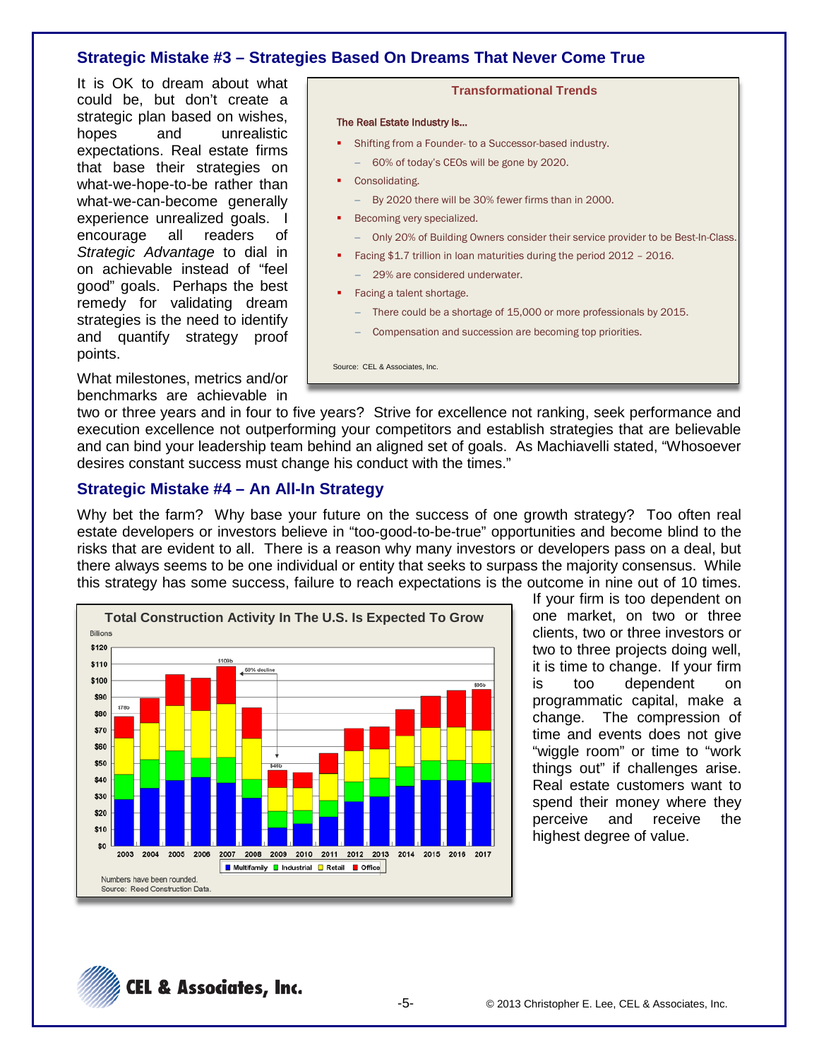## Strategic Mistake #3 – Strategies Based On Dreams That Never Come True

It is OK to dream about what could be, but don't create a strategic plan based on wishes, hopes and unrealistic expectations. Real estate firms that base their strategies on what-we-hope-to-be rather than what-we-can-become generally experience unrealized goals. I encourage all readers of *Strategic Advantage* to dial in on achievable instead of "feel good" goals. Perhaps the best remedy for validating dream strategies is the need to identify and quantify strategy proof points.

**Transformational Trends**

The Real Estate Industry Is…

- Shifting from a Founder- to a Successor-based industry.
  - 60% of today's CEOs will be gone by 2020.
- Consolidating.
  - By 2020 there will be 30% fewer firms than in 2000.
- Becoming very specialized.
  - Only 20% of Building Owners consider their service provider to be Best-In-Class.
- Facing $1.7 trillion in loan maturities during the period 2012 – 2016.
  - 29% are considered underwater.
- Facing a talent shortage.
  - There could be a shortage of 15,000 or more professionals by 2015.
  - Compensation and succession are becoming top priorities.

Source: CEL & Associates, Inc.

What milestones, metrics and/or benchmarks are achievable in two or three years and in four to five years? Strive for excellence not ranking, seek performance and execution excellence not outperforming your competitors and establish strategies that are believable and can bind your leadership team behind an aligned set of goals. As Machiavelli stated, "Whosoever desires constant success must change his conduct with the times."

## Strategic Mistake #4 – An All-In Strategy

Why bet the farm? Why base your future on the success of one growth strategy? Too often real estate developers or investors believe in "too-good-to-be-true" opportunities and become blind to the risks that are evident to all. There is a reason why many investors or developers pass on a deal, but there always seems to be one individual or entity that seeks to surpass the majority consensus. While this strategy has some success, failure to reach expectations is the outcome in nine out of 10 times.

**Total Construction Activity In The U.S. Is Expected To Grow**

Billions

| Year | Total |
|---|---|
| 2003 | $78b |
| 2007 | $109b |
| 2009 | $46b |
| 2017 | $95b |

59% decline (2007–2009)

Multifamily | Industrial | Retail | Office

Numbers have been rounded.
Source: Reed Construction Data.

If your firm is too dependent on one market, on two or three clients, two or three investors or two to three projects doing well, it is time to change. If your firm is too dependent on programmatic capital, make a change. The compression of time and events does not give "wiggle room" or time to "work things out" if challenges arise. Real estate customers want to spend their money where they perceive and receive the highest degree of value.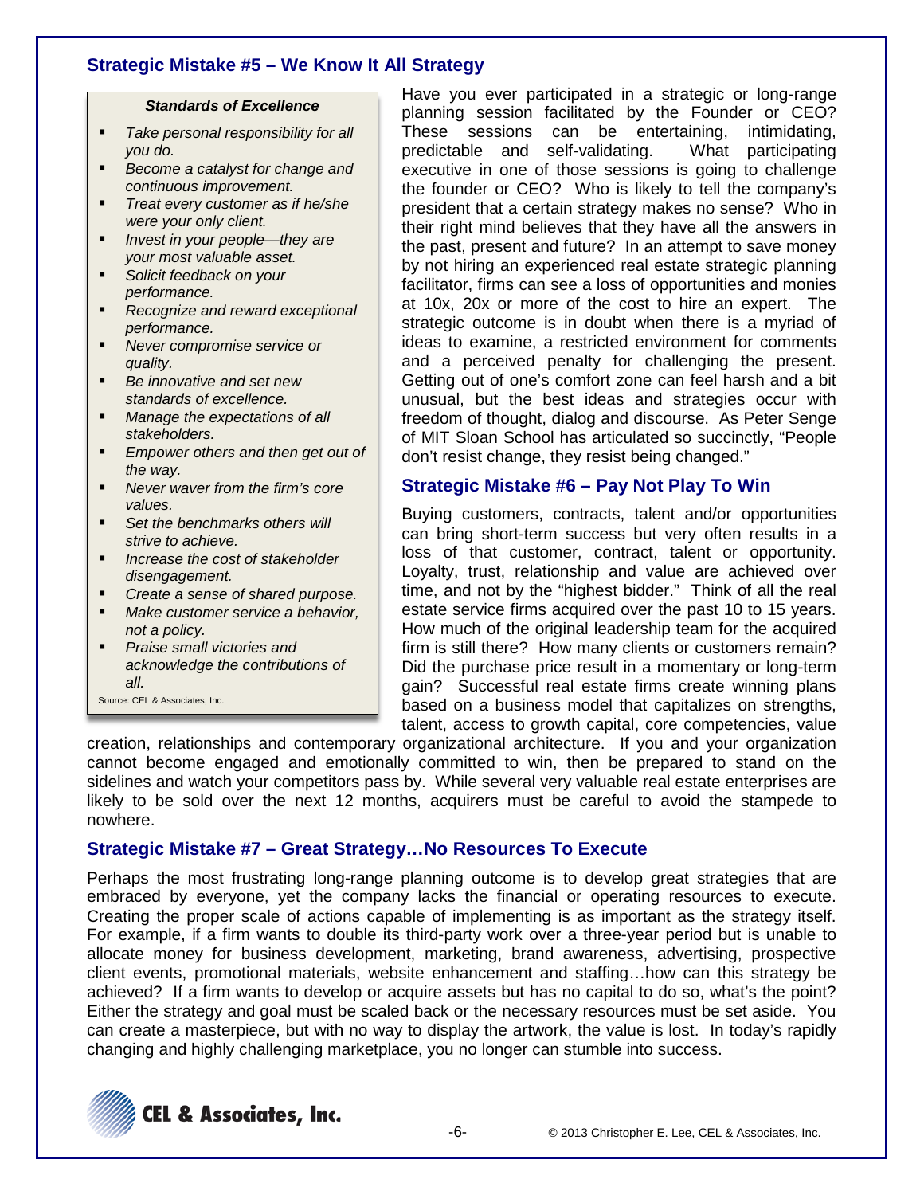## Strategic Mistake #5 – We Know It All Strategy

> ***Standards of Excellence***
>
> - *Take personal responsibility for all you do.*
> - *Become a catalyst for change and continuous improvement.*
> - *Treat every customer as if he/she were your only client.*
> - *Invest in your people—they are your most valuable asset.*
> - *Solicit feedback on your performance.*
> - *Recognize and reward exceptional performance.*
> - *Never compromise service or quality.*
> - *Be innovative and set new standards of excellence.*
> - *Manage the expectations of all stakeholders.*
> - *Empower others and then get out of the way.*
> - *Never waver from the firm's core values.*
> - *Set the benchmarks others will strive to achieve.*
> - *Increase the cost of stakeholder disengagement.*
> - *Create a sense of shared purpose.*
> - *Make customer service a behavior, not a policy.*
> - *Praise small victories and acknowledge the contributions of all.*
>
> Source: CEL & Associates, Inc.

Have you ever participated in a strategic or long-range planning session facilitated by the Founder or CEO? These sessions can be entertaining, intimidating, predictable and self-validating. What participating executive in one of those sessions is going to challenge the founder or CEO? Who is likely to tell the company's president that a certain strategy makes no sense? Who in their right mind believes that they have all the answers in the past, present and future? In an attempt to save money by not hiring an experienced real estate strategic planning facilitator, firms can see a loss of opportunities and monies at 10x, 20x or more of the cost to hire an expert. The strategic outcome is in doubt when there is a myriad of ideas to examine, a restricted environment for comments and a perceived penalty for challenging the present. Getting out of one's comfort zone can feel harsh and a bit unusual, but the best ideas and strategies occur with freedom of thought, dialog and discourse. As Peter Senge of MIT Sloan School has articulated so succinctly, "People don't resist change, they resist being changed."

## Strategic Mistake #6 – Pay Not Play To Win

Buying customers, contracts, talent and/or opportunities can bring short-term success but very often results in a loss of that customer, contract, talent or opportunity. Loyalty, trust, relationship and value are achieved over time, and not by the "highest bidder." Think of all the real estate service firms acquired over the past 10 to 15 years. How much of the original leadership team for the acquired firm is still there? How many clients or customers remain? Did the purchase price result in a momentary or long-term gain? Successful real estate firms create winning plans based on a business model that capitalizes on strengths, talent, access to growth capital, core competencies, value creation, relationships and contemporary organizational architecture. If you and your organization cannot become engaged and emotionally committed to win, then be prepared to stand on the sidelines and watch your competitors pass by. While several very valuable real estate enterprises are likely to be sold over the next 12 months, acquirers must be careful to avoid the stampede to nowhere.

## Strategic Mistake #7 – Great Strategy…No Resources To Execute

Perhaps the most frustrating long-range planning outcome is to develop great strategies that are embraced by everyone, yet the company lacks the financial or operating resources to execute. Creating the proper scale of actions capable of implementing is as important as the strategy itself. For example, if a firm wants to double its third-party work over a three-year period but is unable to allocate money for business development, marketing, brand awareness, advertising, prospective client events, promotional materials, website enhancement and staffing…how can this strategy be achieved? If a firm wants to develop or acquire assets but has no capital to do so, what's the point? Either the strategy and goal must be scaled back or the necessary resources must be set aside. You can create a masterpiece, but with no way to display the artwork, the value is lost. In today's rapidly changing and highly challenging marketplace, you no longer can stumble into success.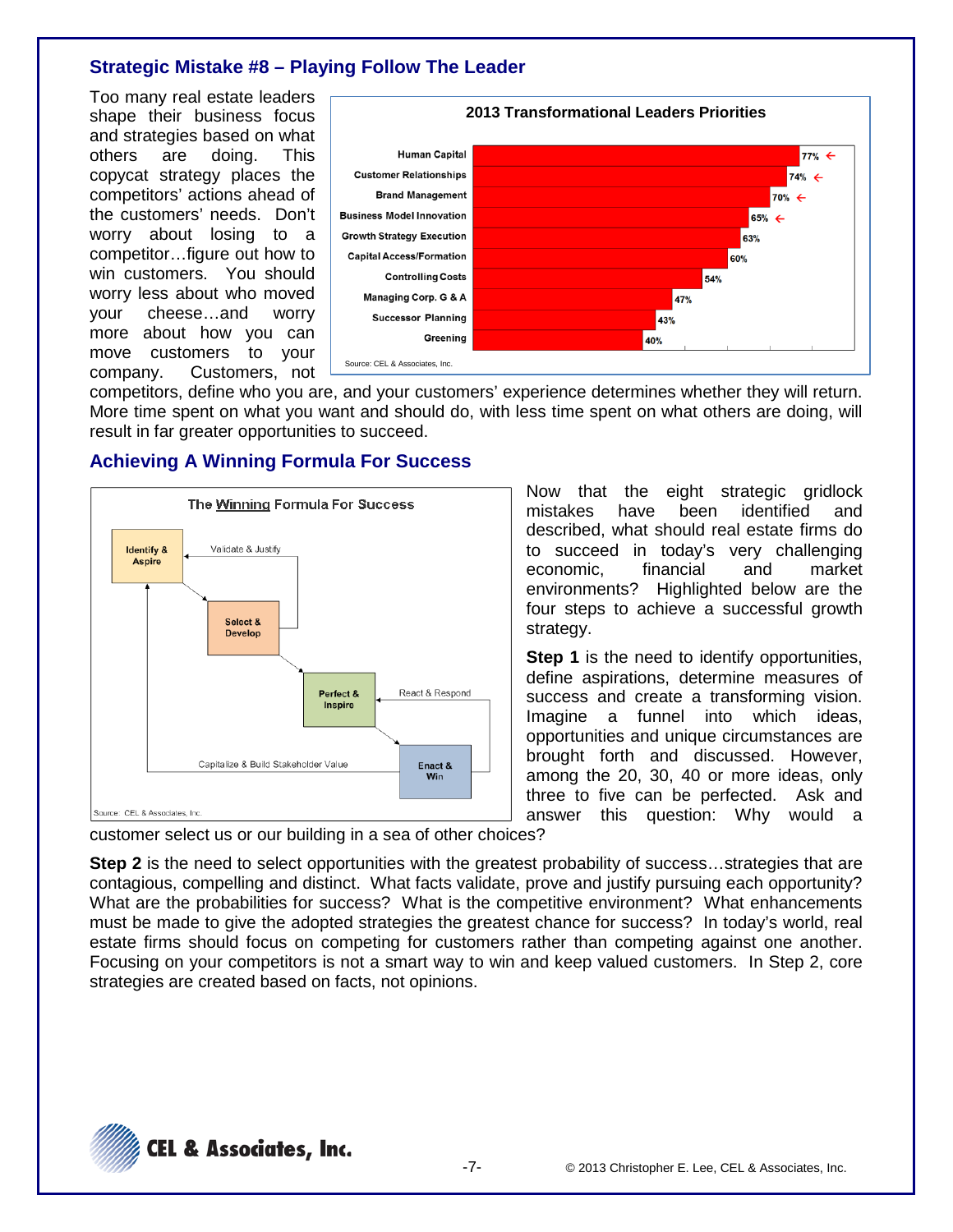## Strategic Mistake #8 – Playing Follow The Leader

Too many real estate leaders shape their business focus and strategies based on what others are doing. This copycat strategy places the competitors' actions ahead of the customers' needs. Don't worry about losing to a competitor…figure out how to win customers. You should worry less about who moved your cheese…and worry more about how you can move customers to your company. Customers, not competitors, define who you are, and your customers' experience determines whether they will return. More time spent on what you want and should do, with less time spent on what others are doing, will result in far greater opportunities to succeed.

**2013 Transformational Leaders Priorities**

| Priority | % |
|---|---|
| Human Capital | 77% |
| Customer Relationships | 74% |
| Brand Management | 70% |
| Business Model Innovation | 65% |
| Growth Strategy Execution | 63% |
| Capital Access/Formation | 60% |
| Controlling Costs | 54% |
| Managing Corp. G & A | 47% |
| Successor Planning | 43% |
| Greening | 40% |

Source: CEL & Associates, Inc.

## Achieving A Winning Formula For Success

**The Winning Formula For Success**

Identify & Aspire → Select & Develop → Perfect & Inspire → Enact & Win

Validate & Justify; React & Respond; Capitalize & Build Stakeholder Value

Source: CEL & Associates, Inc.

Now that the eight strategic gridlock mistakes have been identified and described, what should real estate firms do to succeed in today's very challenging economic, financial and market environments? Highlighted below are the four steps to achieve a successful growth strategy.

**Step 1** is the need to identify opportunities, define aspirations, determine measures of success and create a transforming vision. Imagine a funnel into which ideas, opportunities and unique circumstances are brought forth and discussed. However, among the 20, 30, 40 or more ideas, only three to five can be perfected. Ask and answer this question: Why would a customer select us or our building in a sea of other choices?

**Step 2** is the need to select opportunities with the greatest probability of success…strategies that are contagious, compelling and distinct. What facts validate, prove and justify pursuing each opportunity? What are the probabilities for success? What is the competitive environment? What enhancements must be made to give the adopted strategies the greatest chance for success? In today's world, real estate firms should focus on competing for customers rather than competing against one another. Focusing on your competitors is not a smart way to win and keep valued customers. In Step 2, core strategies are created based on facts, not opinions.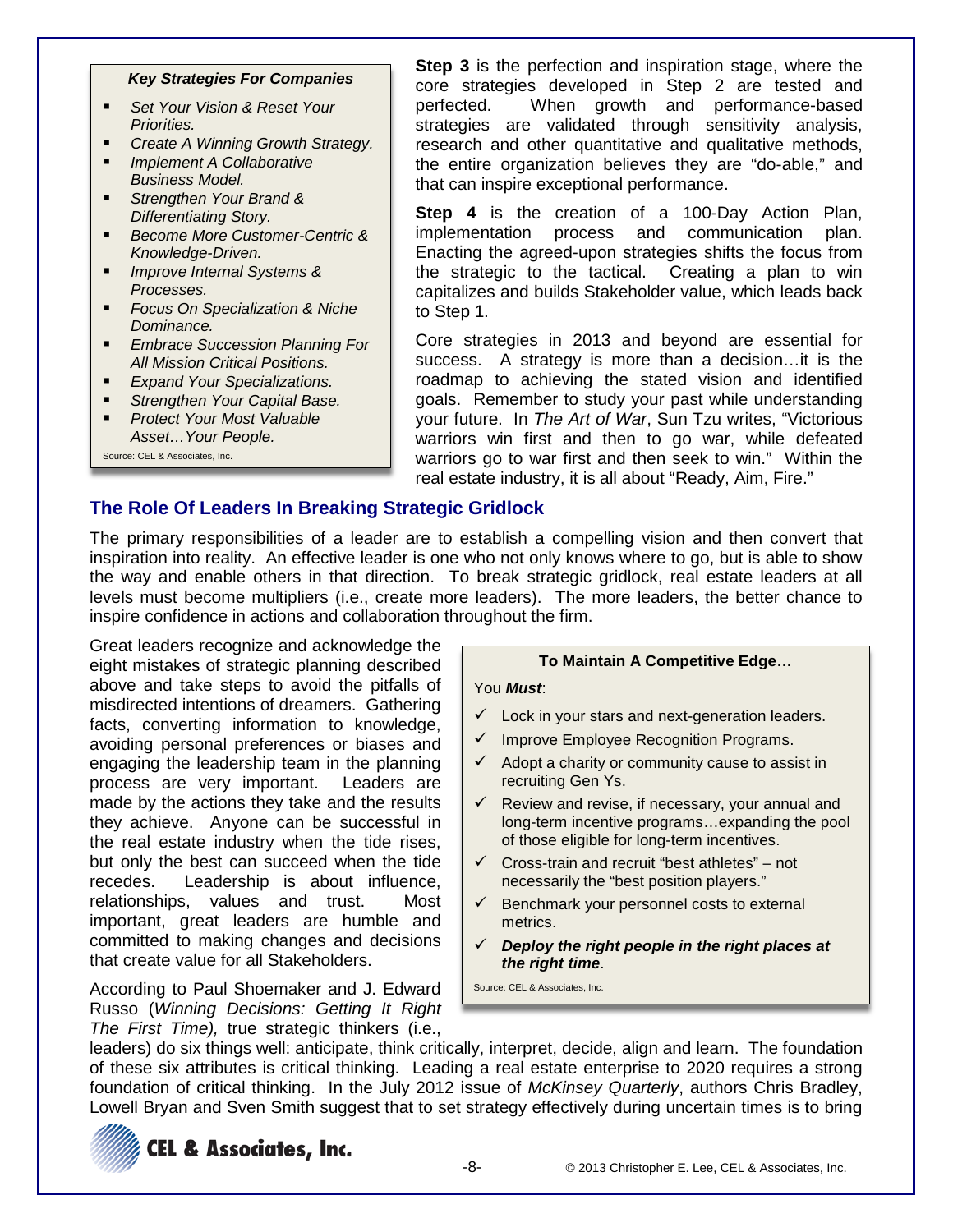**Key Strategies For Companies**

- *Set Your Vision & Reset Your Priorities.*
- *Create A Winning Growth Strategy.*
- *Implement A Collaborative Business Model.*
- *Strengthen Your Brand & Differentiating Story.*
- *Become More Customer-Centric & Knowledge-Driven.*
- *Improve Internal Systems & Processes.*
- *Focus On Specialization & Niche Dominance.*
- *Embrace Succession Planning For All Mission Critical Positions.*
- *Expand Your Specializations.*
- *Strengthen Your Capital Base.*
- *Protect Your Most Valuable Asset…Your People.*

Source: CEL & Associates, Inc.

**Step 3** is the perfection and inspiration stage, where the core strategies developed in Step 2 are tested and perfected. When growth and performance-based strategies are validated through sensitivity analysis, research and other quantitative and qualitative methods, the entire organization believes they are "do-able," and that can inspire exceptional performance.

**Step 4** is the creation of a 100-Day Action Plan, implementation process and communication plan. Enacting the agreed-upon strategies shifts the focus from the strategic to the tactical. Creating a plan to win capitalizes and builds Stakeholder value, which leads back to Step 1.

Core strategies in 2013 and beyond are essential for success. A strategy is more than a decision…it is the roadmap to achieving the stated vision and identified goals. Remember to study your past while understanding your future. In *The Art of War*, Sun Tzu writes, "Victorious warriors win first and then to go war, while defeated warriors go to war first and then seek to win." Within the real estate industry, it is all about "Ready, Aim, Fire."

## The Role Of Leaders In Breaking Strategic Gridlock

The primary responsibilities of a leader are to establish a compelling vision and then convert that inspiration into reality. An effective leader is one who not only knows where to go, but is able to show the way and enable others in that direction. To break strategic gridlock, real estate leaders at all levels must become multipliers (i.e., create more leaders). The more leaders, the better chance to inspire confidence in actions and collaboration throughout the firm.

Great leaders recognize and acknowledge the eight mistakes of strategic planning described above and take steps to avoid the pitfalls of misdirected intentions of dreamers. Gathering facts, converting information to knowledge, avoiding personal preferences or biases and engaging the leadership team in the planning process are very important. Leaders are made by the actions they take and the results they achieve. Anyone can be successful in the real estate industry when the tide rises, but only the best can succeed when the tide recedes. Leadership is about influence, relationships, values and trust. Most important, great leaders are humble and committed to making changes and decisions that create value for all Stakeholders.

**To Maintain A Competitive Edge…**

You ***Must***:

- ✓ Lock in your stars and next-generation leaders.
- ✓ Improve Employee Recognition Programs.
- ✓ Adopt a charity or community cause to assist in recruiting Gen Ys.
- ✓ Review and revise, if necessary, your annual and long-term incentive programs…expanding the pool of those eligible for long-term incentives.
- ✓ Cross-train and recruit "best athletes" – not necessarily the "best position players."
- ✓ Benchmark your personnel costs to external metrics.
- ✓ ***Deploy the right people in the right places at the right time***.

Source: CEL & Associates, Inc.

According to Paul Shoemaker and J. Edward Russo (*Winning Decisions: Getting It Right The First Time),* true strategic thinkers (i.e., leaders) do six things well: anticipate, think critically, interpret, decide, align and learn. The foundation of these six attributes is critical thinking. Leading a real estate enterprise to 2020 requires a strong foundation of critical thinking. In the July 2012 issue of *McKinsey Quarterly*, authors Chris Bradley, Lowell Bryan and Sven Smith suggest that to set strategy effectively during uncertain times is to bring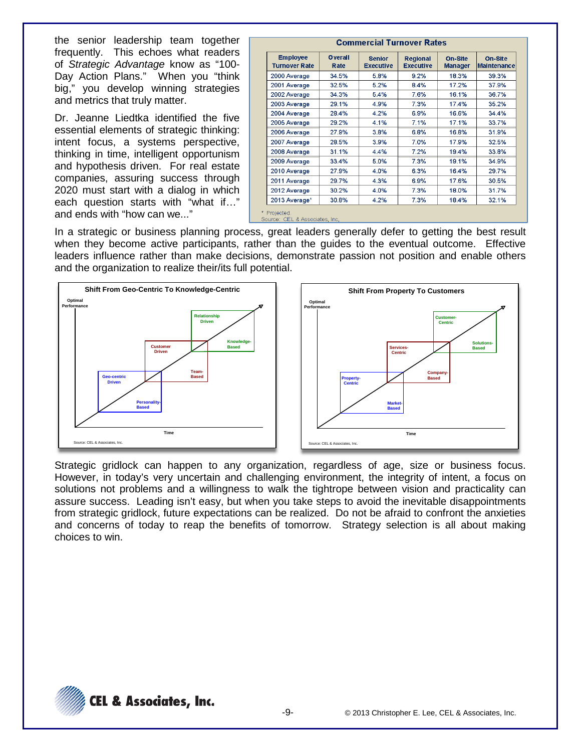the senior leadership team together frequently. This echoes what readers of *Strategic Advantage* know as "100-Day Action Plans." When you "think big," you develop winning strategies and metrics that truly matter.

Dr. Jeanne Liedtka identified the five essential elements of strategic thinking: intent focus, a systems perspective, thinking in time, intelligent opportunism and hypothesis driven. For real estate companies, assuring success through 2020 must start with a dialog in which each question starts with "what if…" and ends with "how can we..."

**Commercial Turnover Rates**

| Employee Turnover Rate | Overall Rate | Senior Executive | Regional Executive | On-Site Manager | On-Site Maintenance |
|---|---|---|---|---|---|
| 2000 Average | 34.5% | 5.8% | 9.2% | 18.3% | 39.3% |
| 2001 Average | 32.5% | 5.2% | 8.4% | 17.2% | 37.9% |
| 2002 Average | 34.3% | 5.4% | 7.6% | 16.1% | 36.7% |
| 2003 Average | 29.1% | 4.9% | 7.3% | 17.4% | 35.2% |
| 2004 Average | 28.4% | 4.2% | 6.9% | 16.6% | 34.4% |
| 2005 Average | 29.2% | 4.1% | 7.1% | 17.1% | 33.7% |
| 2006 Average | 27.9% | 3.8% | 6.8% | 16.8% | 31.9% |
| 2007 Average | 28.5% | 3.9% | 7.0% | 17.9% | 32.5% |
| 2008 Average | 31.1% | 4.4% | 7.2% | 19.4% | 33.8% |
| 2009 Average | 33.4% | 5.0% | 7.3% | 19.1% | 34.9% |
| 2010 Average | 27.9% | 4.0% | 6.3% | 16.4% | 29.7% |
| 2011 Average | 29.7% | 4.3% | 6.9% | 17.6% | 30.5% |
| 2012 Average | 30.2% | 4.0% | 7.3% | 18.0% | 31.7% |
| 2013 Average* | 30.8% | 4.2% | 7.3% | 18.4% | 32.1% |

\* Projected
Source: CEL & Associates, Inc.

In a strategic or business planning process, great leaders generally defer to getting the best result when they become active participants, rather than the guides to the eventual outcome. Effective leaders influence rather than make decisions, demonstrate passion not position and enable others and the organization to realize their/its full potential.

**Shift From Geo-Centric To Knowledge-Centric**

Optimal Performance — Geo-centric Driven / Personality-Based → Customer Driven / Team-Based → Relationship Driven / Knowledge-Based — Time

Source: CEL & Associates, Inc.

**Shift From Property To Customers**

Optimal Performance — Property-Centric / Market-Based → Services-Centric / Company-Based → Customer-Centric / Solutions-Based — Time

Source: CEL & Associates, Inc.

Strategic gridlock can happen to any organization, regardless of age, size or business focus. However, in today's very uncertain and challenging environment, the integrity of intent, a focus on solutions not problems and a willingness to walk the tightrope between vision and practicality can assure success. Leading isn't easy, but when you take steps to avoid the inevitable disappointments from strategic gridlock, future expectations can be realized. Do not be afraid to confront the anxieties and concerns of today to reap the benefits of tomorrow. Strategy selection is all about making choices to win.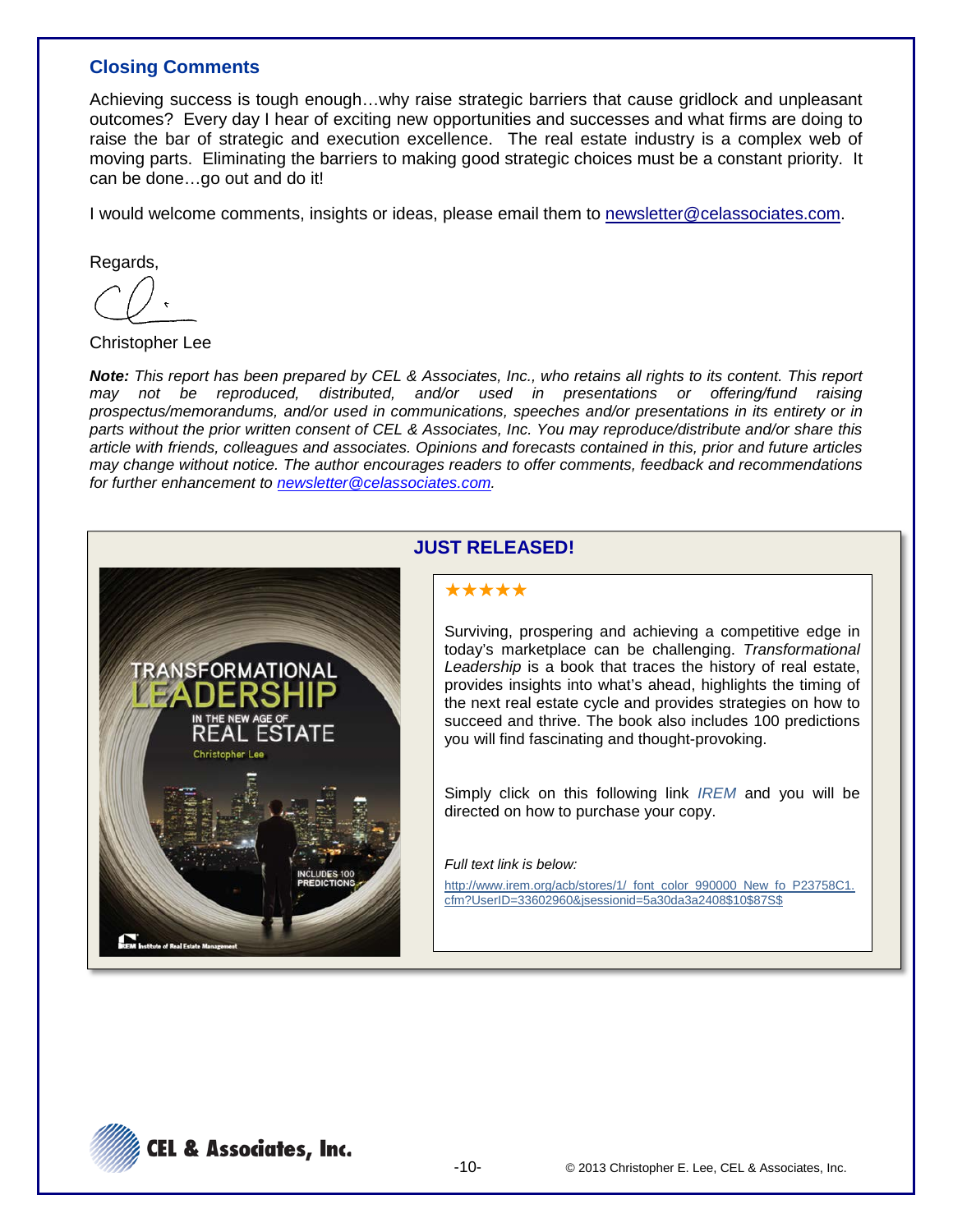## Closing Comments

Achieving success is tough enough…why raise strategic barriers that cause gridlock and unpleasant outcomes? Every day I hear of exciting new opportunities and successes and what firms are doing to raise the bar of strategic and execution excellence. The real estate industry is a complex web of moving parts. Eliminating the barriers to making good strategic choices must be a constant priority. It can be done…go out and do it!

I would welcome comments, insights or ideas, please email them to newsletter@celassociates.com.

Regards,

Christopher Lee

***Note:*** *This report has been prepared by CEL & Associates, Inc., who retains all rights to its content. This report may not be reproduced, distributed, and/or used in presentations or offering/fund raising prospectus/memorandums, and/or used in communications, speeches and/or presentations in its entirety or in parts without the prior written consent of CEL & Associates, Inc. You may reproduce/distribute and/or share this article with friends, colleagues and associates. Opinions and forecasts contained in this, prior and future articles may change without notice. The author encourages readers to offer comments, feedback and recommendations for further enhancement to newsletter@celassociates.com.*

### JUST RELEASED!

TRANSFORMATIONAL LEADERSHIP IN THE NEW AGE OF REAL ESTATE
Christopher Lee
INCLUDES 100 PREDICTIONS

★★★★★

Surviving, prospering and achieving a competitive edge in today's marketplace can be challenging. *Transformational Leadership* is a book that traces the history of real estate, provides insights into what's ahead, highlights the timing of the next real estate cycle and provides strategies on how to succeed and thrive. The book also includes 100 predictions you will find fascinating and thought-provoking.

Simply click on this following link *IREM* and you will be directed on how to purchase your copy.

*Full text link is below:*

http://www.irem.org/acb/stores/1/_font_color_990000_New_fo_P23758C1.cfm?UserID=33602960&jsessionid=5a30da3a2408$10$87S$

CEL & Associates, Inc.

© 2013 Christopher E. Lee, CEL & Associates, Inc.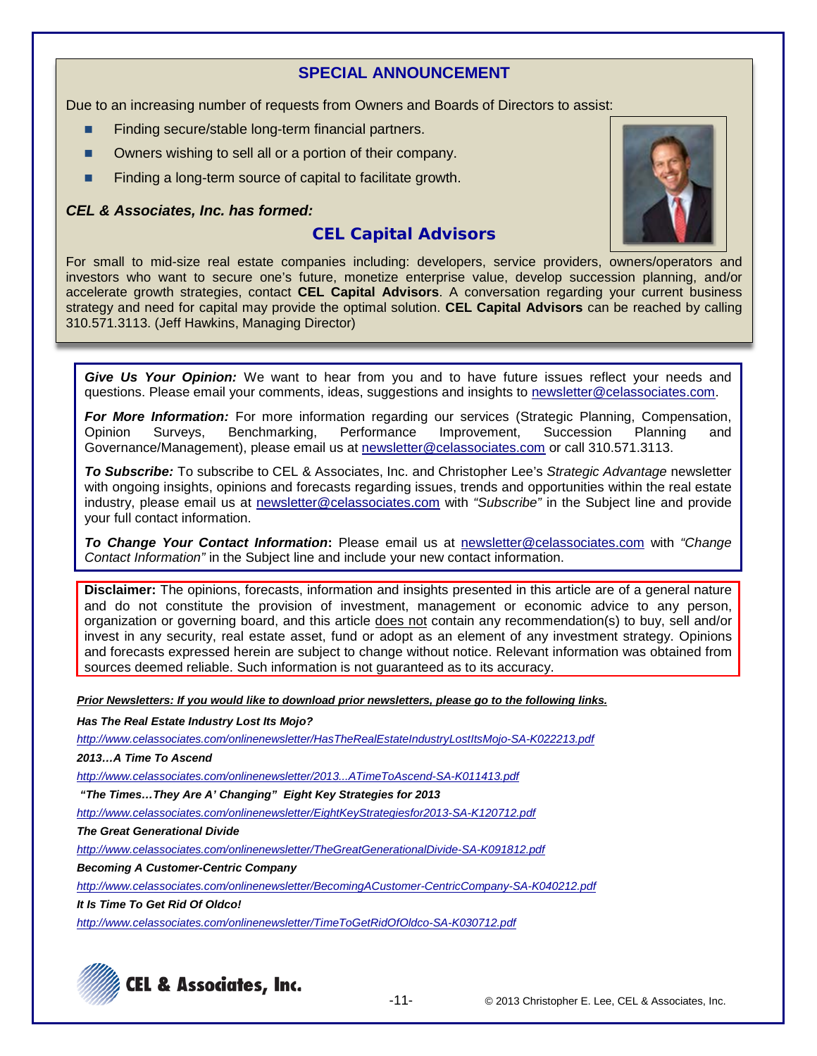## SPECIAL ANNOUNCEMENT

Due to an increasing number of requests from Owners and Boards of Directors to assist:

- Finding secure/stable long-term financial partners.
- Owners wishing to sell all or a portion of their company.
- Finding a long-term source of capital to facilitate growth.

***CEL & Associates, Inc. has formed:***

### CEL Capital Advisors

For small to mid-size real estate companies including: developers, service providers, owners/operators and investors who want to secure one's future, monetize enterprise value, develop succession planning, and/or accelerate growth strategies, contact **CEL Capital Advisors**. A conversation regarding your current business strategy and need for capital may provide the optimal solution. **CEL Capital Advisors** can be reached by calling 310.571.3113. (Jeff Hawkins, Managing Director)

***Give Us Your Opinion:*** We want to hear from you and to have future issues reflect your needs and questions. Please email your comments, ideas, suggestions and insights to newsletter@celassociates.com.

***For More Information:*** For more information regarding our services (Strategic Planning, Compensation, Opinion Surveys, Benchmarking, Performance Improvement, Succession Planning and Governance/Management), please email us at newsletter@celassociates.com or call 310.571.3113.

***To Subscribe:*** To subscribe to CEL & Associates, Inc. and Christopher Lee's *Strategic Advantage* newsletter with ongoing insights, opinions and forecasts regarding issues, trends and opportunities within the real estate industry, please email us at newsletter@celassociates.com with *"Subscribe"* in the Subject line and provide your full contact information.

***To Change Your Contact Information*****:** Please email us at newsletter@celassociates.com with *"Change Contact Information"* in the Subject line and include your new contact information.

**Disclaimer:** The opinions, forecasts, information and insights presented in this article are of a general nature and do not constitute the provision of investment, management or economic advice to any person, organization or governing board, and this article does not contain any recommendation(s) to buy, sell and/or invest in any security, real estate asset, fund or adopt as an element of any investment strategy. Opinions and forecasts expressed herein are subject to change without notice. Relevant information was obtained from sources deemed reliable. Such information is not guaranteed as to its accuracy.

***Prior Newsletters: If you would like to download prior newsletters, please go to the following links.***

***Has The Real Estate Industry Lost Its Mojo?***

*http://www.celassociates.com/onlinenewsletter/HasTheRealEstateIndustryLostItsMojo-SA-K022213.pdf*

***2013…A Time To Ascend***

*http://www.celassociates.com/onlinenewsletter/2013...ATimeToAscend-SA-K011413.pdf*

***"The Times…They Are A' Changing" Eight Key Strategies for 2013***

*http://www.celassociates.com/onlinenewsletter/EightKeyStrategiesfor2013-SA-K120712.pdf*

***The Great Generational Divide***

*http://www.celassociates.com/onlinenewsletter/TheGreatGenerationalDivide-SA-K091812.pdf*

***Becoming A Customer-Centric Company***

*http://www.celassociates.com/onlinenewsletter/BecomingACustomer-CentricCompany-SA-K040212.pdf*

***It Is Time To Get Rid Of Oldco!***

*http://www.celassociates.com/onlinenewsletter/TimeToGetRidOfOldco-SA-K030712.pdf*

CEL & Associates, Inc.

© 2013 Christopher E. Lee, CEL & Associates, Inc.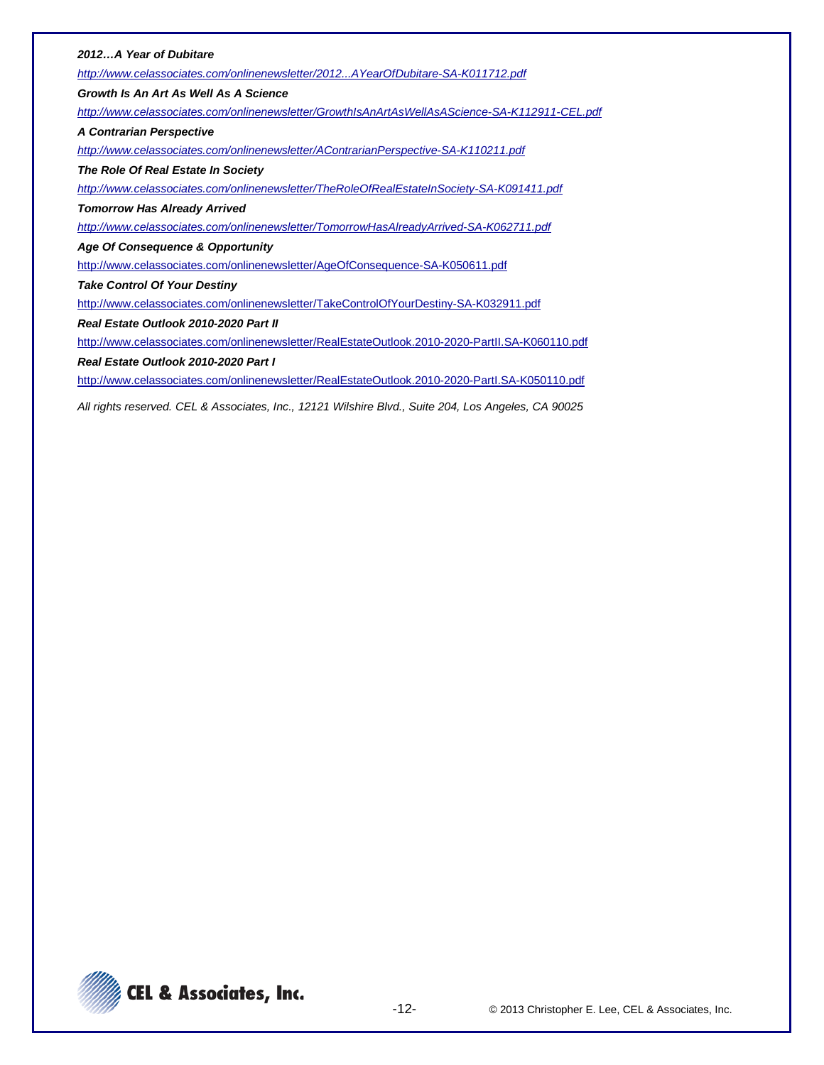***2012…A Year of Dubitare***

*http://www.celassociates.com/onlinenewsletter/2012...AYearOfDubitare-SA-K011712.pdf*

***Growth Is An Art As Well As A Science***

*http://www.celassociates.com/onlinenewsletter/GrowthIsAnArtAsWellAsAScience-SA-K112911-CEL.pdf*

***A Contrarian Perspective***

*http://www.celassociates.com/onlinenewsletter/AContrarianPerspective-SA-K110211.pdf*

***The Role Of Real Estate In Society***

*http://www.celassociates.com/onlinenewsletter/TheRoleOfRealEstateInSociety-SA-K091411.pdf*

***Tomorrow Has Already Arrived***

*http://www.celassociates.com/onlinenewsletter/TomorrowHasAlreadyArrived-SA-K062711.pdf*

***Age Of Consequence & Opportunity***

http://www.celassociates.com/onlinenewsletter/AgeOfConsequence-SA-K050611.pdf

***Take Control Of Your Destiny***

http://www.celassociates.com/onlinenewsletter/TakeControlOfYourDestiny-SA-K032911.pdf

***Real Estate Outlook 2010-2020 Part II***

http://www.celassociates.com/onlinenewsletter/RealEstateOutlook.2010-2020-PartII.SA-K060110.pdf

***Real Estate Outlook 2010-2020 Part I***

http://www.celassociates.com/onlinenewsletter/RealEstateOutlook.2010-2020-PartI.SA-K050110.pdf

*All rights reserved. CEL & Associates, Inc., 12121 Wilshire Blvd., Suite 204, Los Angeles, CA 90025*